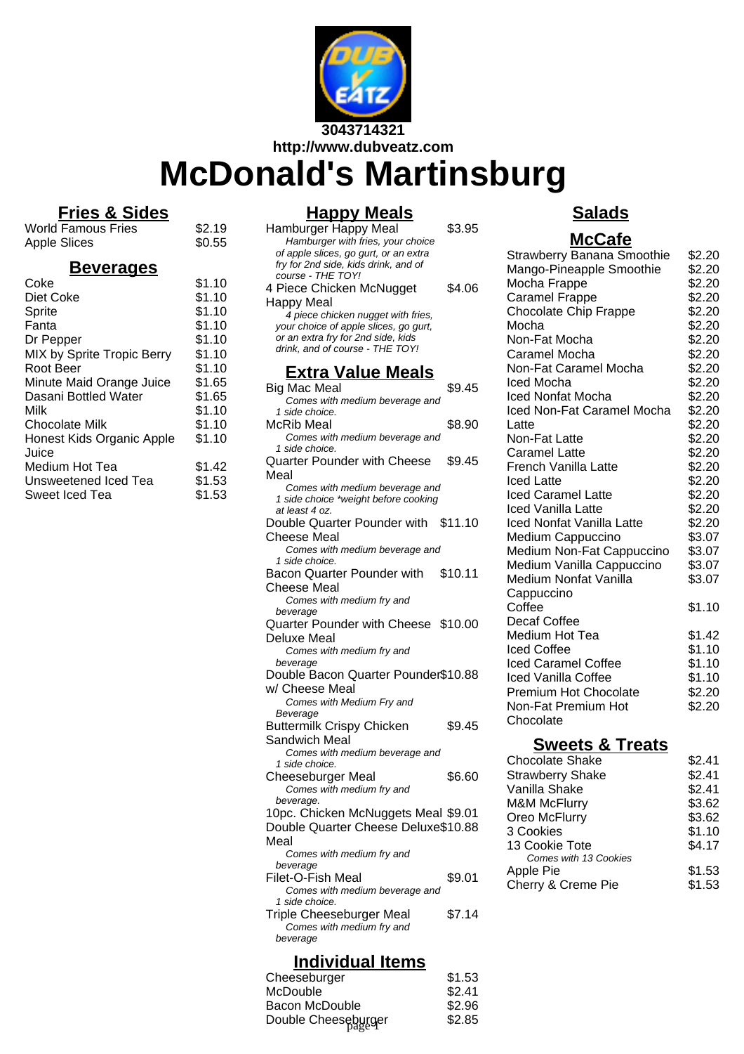3043714321

http://www.dubveatz.com

# McDonald's Martinsburg

## Fries & Sides

| Item | Price |
|---|---|
| World Famous Fries | $2.19 |
| Apple Slices | $0.55 |

## Beverages

| Item | Price |
|---|---|
| Coke | $1.10 |
| Diet Coke | $1.10 |
| Sprite | $1.10 |
| Fanta | $1.10 |
| Dr Pepper | $1.10 |
| MIX by Sprite Tropic Berry | $1.10 |
| Root Beer | $1.10 |
| Minute Maid Orange Juice | $1.65 |
| Dasani Bottled Water | $1.65 |
| Milk | $1.10 |
| Chocolate Milk | $1.10 |
| Honest Kids Organic Apple Juice | $1.10 |
| Medium Hot Tea | $1.42 |
| Unsweetened Iced Tea | $1.53 |
| Sweet Iced Tea | $1.53 |

## Happy Meals

| Item | Price |
|---|---|
| Hamburger Happy Meal<br>*Hamburger with fries, your choice of apple slices, go gurt, or an extra fry for 2nd side, kids drink, and of course - THE TOY!* | $3.95 |
| 4 Piece Chicken McNugget Happy Meal<br>*4 piece chicken nugget with fries, your choice of apple slices, go gurt, or an extra fry for 2nd side, kids drink, and of course - THE TOY!* | $4.06 |

## Extra Value Meals

| Item | Price |
|---|---|
| Big Mac Meal<br>*Comes with medium beverage and 1 side choice.* | $9.45 |
| McRib Meal<br>*Comes with medium beverage and 1 side choice.* | $8.90 |
| Quarter Pounder with Cheese Meal<br>*Comes with medium beverage and 1 side choice *weight before cooking at least 4 oz.* | $9.45 |
| Double Quarter Pounder with Cheese Meal<br>*Comes with medium beverage and 1 side choice.* | $11.10 |
| Bacon Quarter Pounder with Cheese Meal<br>*Comes with medium fry and beverage* | $10.11 |
| Quarter Pounder with Cheese Deluxe Meal<br>*Comes with medium fry and beverage* | $10.00 |
| Double Bacon Quarter Pounder w/ Cheese Meal<br>*Comes with Medium Fry and Beverage* | $10.88 |
| Buttermilk Crispy Chicken Sandwich Meal<br>*Comes with medium beverage and 1 side choice.* | $9.45 |
| Cheeseburger Meal<br>*Comes with medium fry and beverage.* | $6.60 |
| 10pc. Chicken McNuggets Meal | $9.01 |
| Double Quarter Cheese Deluxe Meal<br>*Comes with medium fry and beverage* | $10.88 |
| Filet-O-Fish Meal<br>*Comes with medium beverage and 1 side choice.* | $9.01 |
| Triple Cheeseburger Meal<br>*Comes with medium fry and beverage* | $7.14 |

## Individual Items

| Item | Price |
|---|---|
| Cheeseburger | $1.53 |
| McDouble | $2.41 |
| Bacon McDouble | $2.96 |
| Double Cheeseburger | $2.85 |

## Salads

## McCafe

| Item | Price |
|---|---|
| Strawberry Banana Smoothie | $2.20 |
| Mango-Pineapple Smoothie | $2.20 |
| Mocha Frappe | $2.20 |
| Caramel Frappe | $2.20 |
| Chocolate Chip Frappe | $2.20 |
| Mocha | $2.20 |
| Non-Fat Mocha | $2.20 |
| Caramel Mocha | $2.20 |
| Non-Fat Caramel Mocha | $2.20 |
| Iced Mocha | $2.20 |
| Iced Nonfat Mocha | $2.20 |
| Iced Non-Fat Caramel Mocha | $2.20 |
| Latte | $2.20 |
| Non-Fat Latte | $2.20 |
| Caramel Latte | $2.20 |
| French Vanilla Latte | $2.20 |
| Iced Latte | $2.20 |
| Iced Caramel Latte | $2.20 |
| Iced Vanilla Latte | $2.20 |
| Iced Nonfat Vanilla Latte | $2.20 |
| Medium Cappuccino | $3.07 |
| Medium Non-Fat Cappuccino | $3.07 |
| Medium Vanilla Cappuccino | $3.07 |
| Medium Nonfat Vanilla Cappuccino | $3.07 |
| Coffee | $1.10 |
| Decaf Coffee | |
| Medium Hot Tea | $1.42 |
| Iced Coffee | $1.10 |
| Iced Caramel Coffee | $1.10 |
| Iced Vanilla Coffee | $1.10 |
| Premium Hot Chocolate | $2.20 |
| Non-Fat Premium Hot Chocolate | $2.20 |

## Sweets & Treats

| Item | Price |
|---|---|
| Chocolate Shake | $2.41 |
| Strawberry Shake | $2.41 |
| Vanilla Shake | $2.41 |
| M&M McFlurry | $3.62 |
| Oreo McFlurry | $3.62 |
| 3 Cookies | $1.10 |
| 13 Cookie Tote<br>*Comes with 13 Cookies* | $4.17 |
| Apple Pie | $1.53 |
| Cherry & Creme Pie | $1.53 |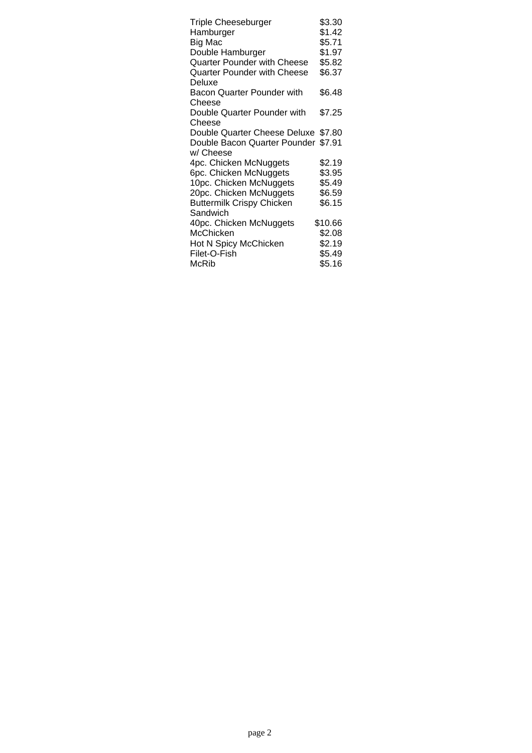| | |
|---|---|
| Triple Cheeseburger | $3.30 |
| Hamburger | $1.42 |
| Big Mac | $5.71 |
| Double Hamburger | $1.97 |
| Quarter Pounder with Cheese | $5.82 |
| Quarter Pounder with Cheese Deluxe | $6.37 |
| Bacon Quarter Pounder with Cheese | $6.48 |
| Double Quarter Pounder with Cheese | $7.25 |
| Double Quarter Cheese Deluxe | $7.80 |
| Double Bacon Quarter Pounder w/ Cheese | $7.91 |
| 4pc. Chicken McNuggets | $2.19 |
| 6pc. Chicken McNuggets | $3.95 |
| 10pc. Chicken McNuggets | $5.49 |
| 20pc. Chicken McNuggets | $6.59 |
| Buttermilk Crispy Chicken Sandwich | $6.15 |
| 40pc. Chicken McNuggets | $10.66 |
| McChicken | $2.08 |
| Hot N Spicy McChicken | $2.19 |
| Filet-O-Fish | $5.49 |
| McRib | $5.16 |